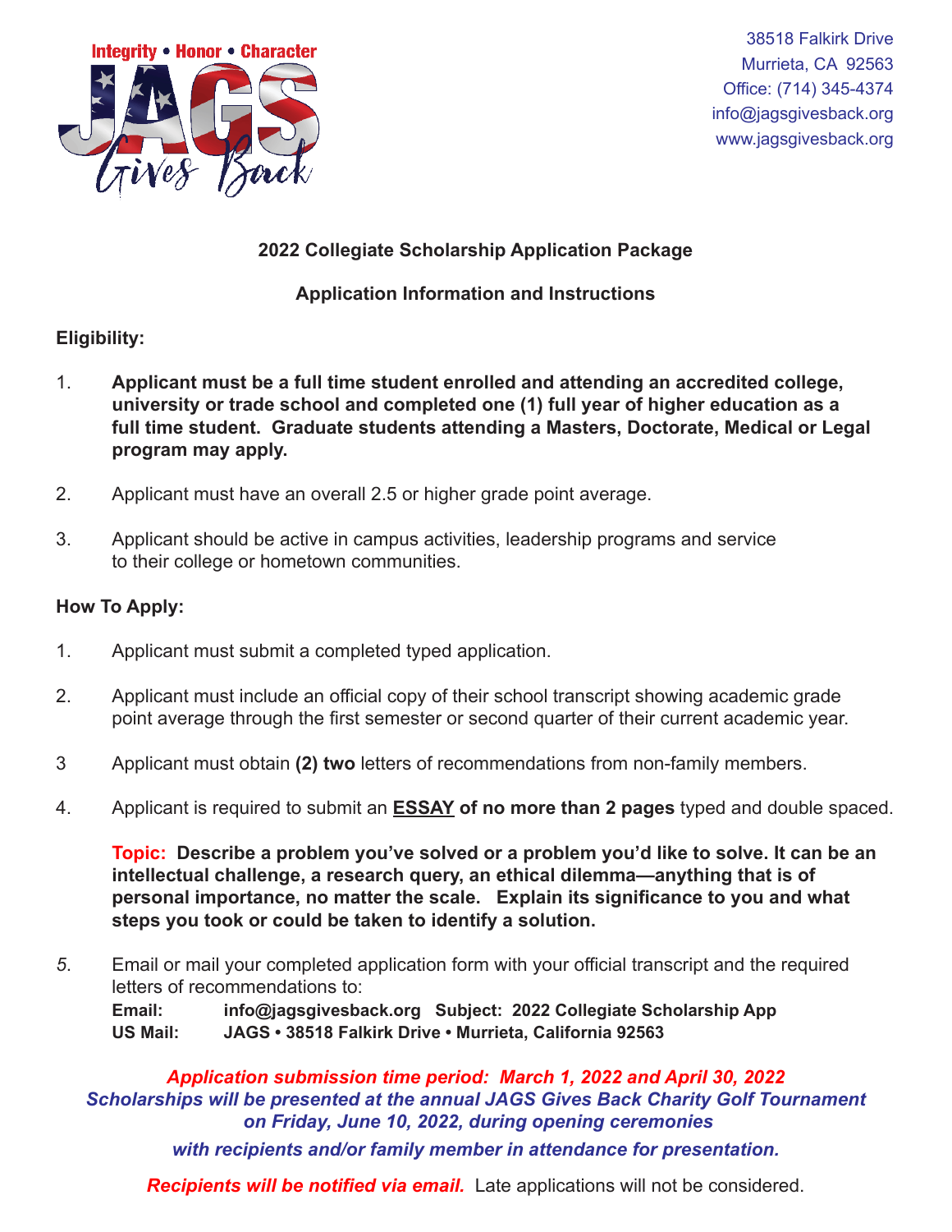Integrity • Honor • Character

JAGS Gives Back

38518 Falkirk Drive
Murrieta, CA 92563
Office: (714) 345-4374
info@jagsgivesback.org
www.jagsgivesback.org

## 2022 Collegiate Scholarship Application Package

## Application Information and Instructions

**Eligibility:**

1. **Applicant must be a full time student enrolled and attending an accredited college, university or trade school and completed one (1) full year of higher education as a full time student. Graduate students attending a Masters, Doctorate, Medical or Legal program may apply.**
2. Applicant must have an overall 2.5 or higher grade point average.
3. Applicant should be active in campus activities, leadership programs and service to their college or hometown communities.

**How To Apply:**

1. Applicant must submit a completed typed application.
2. Applicant must include an official copy of their school transcript showing academic grade point average through the first semester or second quarter of their current academic year.
3. Applicant must obtain **(2) two** letters of recommendations from non-family members.
4. Applicant is required to submit an **ESSAY of no more than 2 pages** typed and double spaced.

   **Topic: Describe a problem you've solved or a problem you'd like to solve. It can be an intellectual challenge, a research query, an ethical dilemma—anything that is of personal importance, no matter the scale. Explain its significance to you and what steps you took or could be taken to identify a solution.**

5. Email or mail your completed application form with your official transcript and the required letters of recommendations to:
   **Email:** **info@jagsgivesback.org Subject: 2022 Collegiate Scholarship App**
   **US Mail:** **JAGS • 38518 Falkirk Drive • Murrieta, California 92563**

***Application submission time period: March 1, 2022 and April 30, 2022***
***Scholarships will be presented at the annual JAGS Gives Back Charity Golf Tournament on Friday, June 10, 2022, during opening ceremonies with recipients and/or family member in attendance for presentation.***

***Recipients will be notified via email.*** Late applications will not be considered.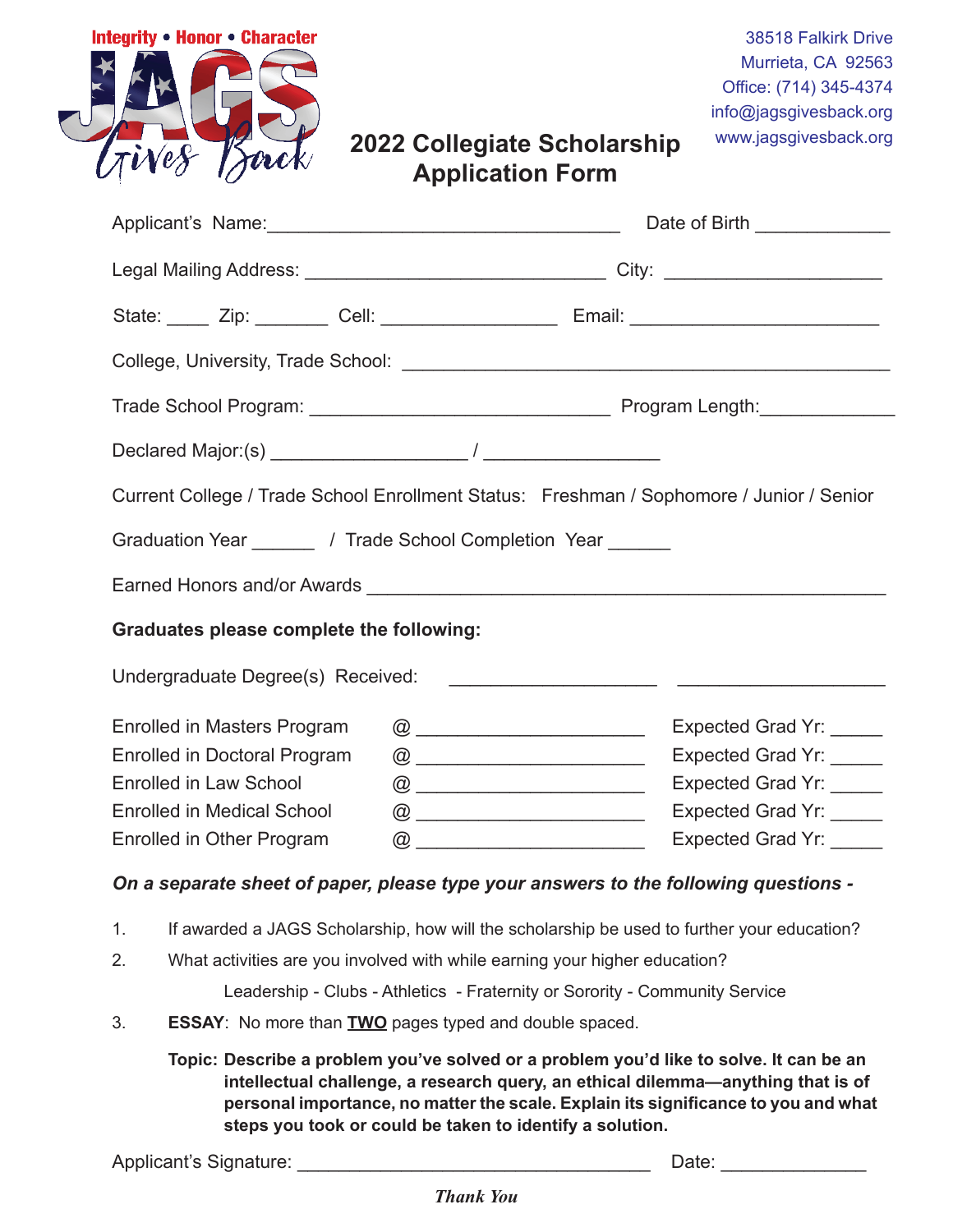Integrity • Honor • Character

JAGS Gives Back

38518 Falkirk Drive
Murrieta, CA 92563
Office: (714) 345-4374
info@jagsgivesback.org
www.jagsgivesback.org

# 2022 Collegiate Scholarship Application Form

Applicant's Name:_________________________________ Date of Birth ____________

Legal Mailing Address: ____________________________ City: ____________________

State: ____ Zip: _______ Cell: ________________ Email: _______________________

College, University, Trade School: _____________________________________________

Trade School Program: ____________________________ Program Length:____________

Declared Major:(s) __________________ / ________________

Current College / Trade School Enrollment Status: Freshman / Sophomore / Junior / Senior

Graduation Year ______ / Trade School Completion Year ______

Earned Honors and/or Awards _________________________________________________

**Graduates please complete the following:**

Undergraduate Degree(s) Received: ___________________ ___________________

| | | |
|---|---|---|
| Enrolled in Masters Program | @ _____________________ | Expected Grad Yr: _____ |
| Enrolled in Doctoral Program | @ _____________________ | Expected Grad Yr: _____ |
| Enrolled in Law School | @ _____________________ | Expected Grad Yr: _____ |
| Enrolled in Medical School | @ _____________________ | Expected Grad Yr: _____ |
| Enrolled in Other Program | @ _____________________ | Expected Grad Yr: _____ |

***On a separate sheet of paper, please type your answers to the following questions -***

1. If awarded a JAGS Scholarship, how will the scholarship be used to further your education?
2. What activities are you involved with while earning your higher education?

   Leadership - Clubs - Athletics - Fraternity or Sorority - Community Service

3. **ESSAY**: No more than **TWO** pages typed and double spaced.

   **Topic: Describe a problem you've solved or a problem you'd like to solve. It can be an intellectual challenge, a research query, an ethical dilemma—anything that is of personal importance, no matter the scale. Explain its significance to you and what steps you took or could be taken to identify a solution.**

Applicant's Signature: _________________________________ Date: _____________

***Thank You***